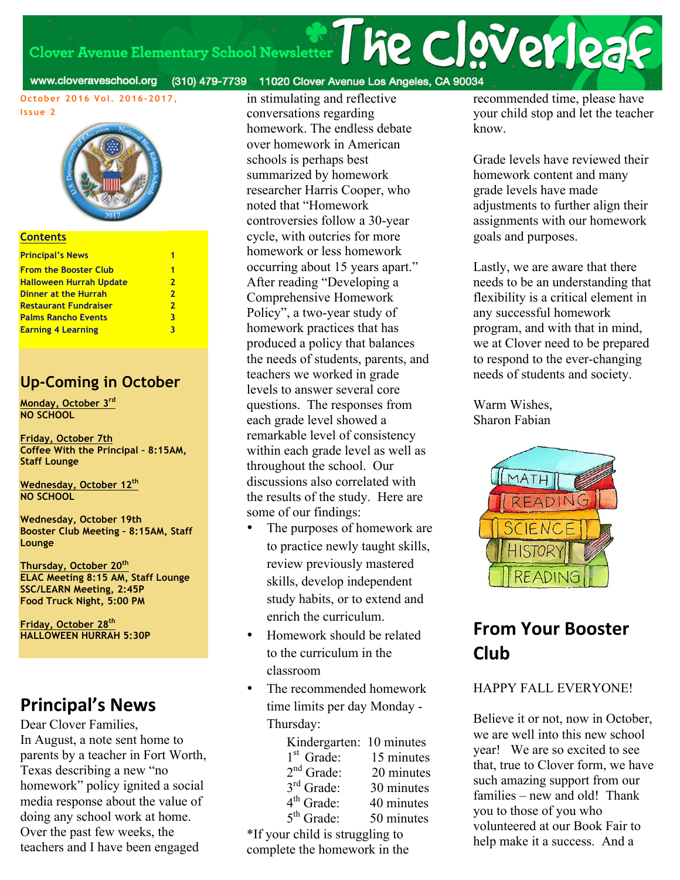# The Cloverleaf

Clover Avenue Elementary School Newsletter

www.cloveraveschool.org (310) 479-7739 11020 Clover Avenue Los Angeles, CA 90034

October 2016 Vol. 2016-2017, Issue 2

## Contents

| | |
|---|---|
| Principal's News | 1 |
| From the Booster Club | 1 |
| Halloween Hurrah Update | 2 |
| Dinner at the Hurrah | 2 |
| Restaurant Fundraiser | 2 |
| Palms Rancho Events | 3 |
| Earning 4 Learning | 3 |

## Up-Coming in October

**Monday, October 3rd**
**NO SCHOOL**

**Friday, October 7th**
**Coffee With the Principal - 8:15AM, Staff Lounge**

**Wednesday, October 12th**
**NO SCHOOL**

**Wednesday, October 19th**
**Booster Club Meeting - 8:15AM, Staff Lounge**

**Thursday, October 20th**
**ELAC Meeting 8:15 AM, Staff Lounge**
**SSC/LEARN Meeting, 2:45P**
**Food Truck Night, 5:00 PM**

**Friday, October 28th**
**HALLOWEEN HURRAH 5:30P**

## Principal's News

Dear Clover Families,

In August, a note sent home to parents by a teacher in Fort Worth, Texas describing a new "no homework" policy ignited a social media response about the value of doing any school work at home. Over the past few weeks, the teachers and I have been engaged in stimulating and reflective conversations regarding homework. The endless debate over homework in American schools is perhaps best summarized by homework researcher Harris Cooper, who noted that "Homework controversies follow a 30-year cycle, with outcries for more homework or less homework occurring about 15 years apart." After reading "Developing a Comprehensive Homework Policy", a two-year study of homework practices that has produced a policy that balances the needs of students, parents, and teachers we worked in grade levels to answer several core questions. The responses from each grade level showed a remarkable level of consistency within each grade level as well as throughout the school. Our discussions also correlated with the results of the study. Here are some of our findings:

- The purposes of homework are to practice newly taught skills, review previously mastered skills, develop independent study habits, or to extend and enrich the curriculum.
- Homework should be related to the curriculum in the classroom
- The recommended homework time limits per day Monday - Thursday:

| | |
|---|---|
| Kindergarten: | 10 minutes |
| 1st Grade: | 15 minutes |
| 2nd Grade: | 20 minutes |
| 3rd Grade: | 30 minutes |
| 4th Grade: | 40 minutes |
| 5th Grade: | 50 minutes |

*If your child is struggling to complete the homework in the recommended time, please have your child stop and let the teacher know.

Grade levels have reviewed their homework content and many grade levels have made adjustments to further align their assignments with our homework goals and purposes.

Lastly, we are aware that there needs to be an understanding that flexibility is a critical element in any successful homework program, and with that in mind, we at Clover need to be prepared to respond to the ever-changing needs of students and society.

Warm Wishes,
Sharon Fabian

## From Your Booster Club

HAPPY FALL EVERYONE!

Believe it or not, now in October, we are well into this new school year! We are so excited to see that, true to Clover form, we have such amazing support from our families – new and old! Thank you to those of you who volunteered at our Book Fair to help make it a success. And a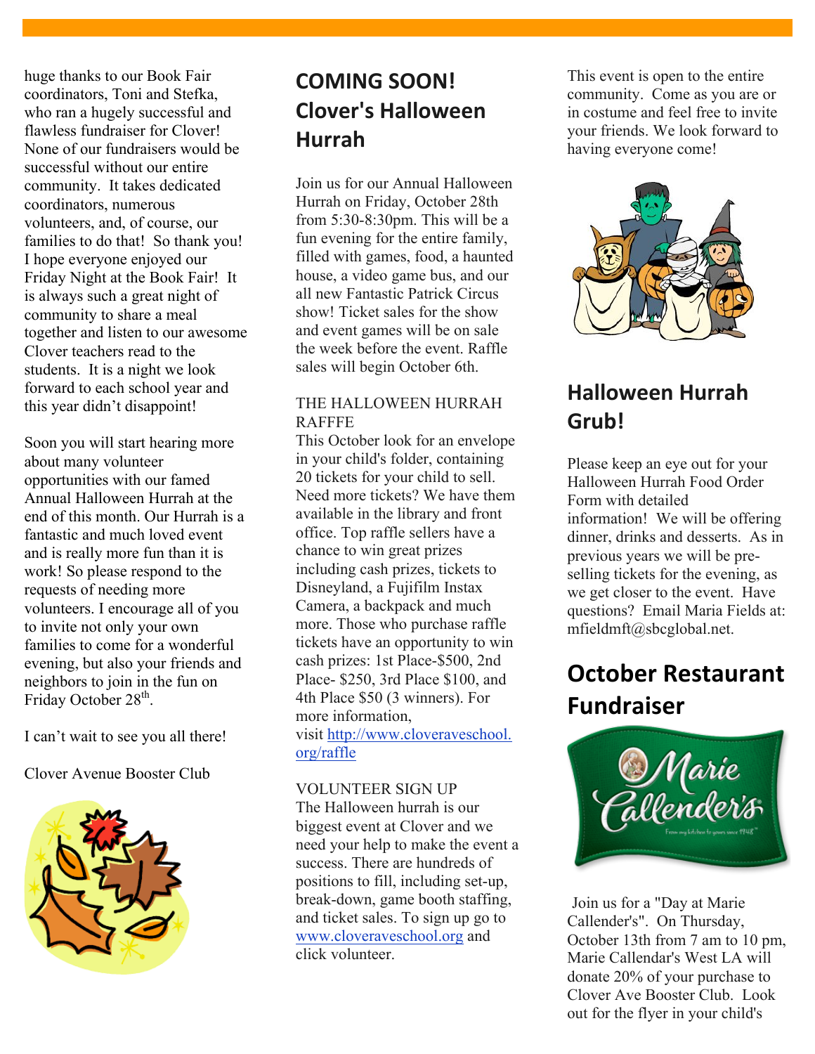huge thanks to our Book Fair coordinators, Toni and Stefka, who ran a hugely successful and flawless fundraiser for Clover! None of our fundraisers would be successful without our entire community. It takes dedicated coordinators, numerous volunteers, and, of course, our families to do that! So thank you! I hope everyone enjoyed our Friday Night at the Book Fair! It is always such a great night of community to share a meal together and listen to our awesome Clover teachers read to the students. It is a night we look forward to each school year and this year didn't disappoint!

Soon you will start hearing more about many volunteer opportunities with our famed Annual Halloween Hurrah at the end of this month. Our Hurrah is a fantastic and much loved event and is really more fun than it is work! So please respond to the requests of needing more volunteers. I encourage all of you to invite not only your own families to come for a wonderful evening, but also your friends and neighbors to join in the fun on Friday October 28th.

I can't wait to see you all there!

Clover Avenue Booster Club

## COMING SOON! Clover's Halloween Hurrah

Join us for our Annual Halloween Hurrah on Friday, October 28th from 5:30-8:30pm. This will be a fun evening for the entire family, filled with games, food, a haunted house, a video game bus, and our all new Fantastic Patrick Circus show! Ticket sales for the show and event games will be on sale the week before the event. Raffle sales will begin October 6th.

THE HALLOWEEN HURRAH RAFFFE

This October look for an envelope in your child's folder, containing 20 tickets for your child to sell. Need more tickets? We have them available in the library and front office. Top raffle sellers have a chance to win great prizes including cash prizes, tickets to Disneyland, a Fujifilm Instax Camera, a backpack and much more. Those who purchase raffle tickets have an opportunity to win cash prizes: 1st Place-$500, 2nd Place- $250, 3rd Place $100, and 4th Place $50 (3 winners). For more information, visit http://www.cloveraveschool.org/raffle

VOLUNTEER SIGN UP

The Halloween hurrah is our biggest event at Clover and we need your help to make the event a success. There are hundreds of positions to fill, including set-up, break-down, game booth staffing, and ticket sales. To sign up go to www.cloveraveschool.org and click volunteer.

This event is open to the entire community. Come as you are or in costume and feel free to invite your friends. We look forward to having everyone come!

## Halloween Hurrah Grub!

Please keep an eye out for your Halloween Hurrah Food Order Form with detailed information! We will be offering dinner, drinks and desserts. As in previous years we will be pre-selling tickets for the evening, as we get closer to the event. Have questions? Email Maria Fields at: mfieldmft@sbcglobal.net.

## October Restaurant Fundraiser

Join us for a "Day at Marie Callender's". On Thursday, October 13th from 7 am to 10 pm, Marie Callendar's West LA will donate 20% of your purchase to Clover Ave Booster Club. Look out for the flyer in your child's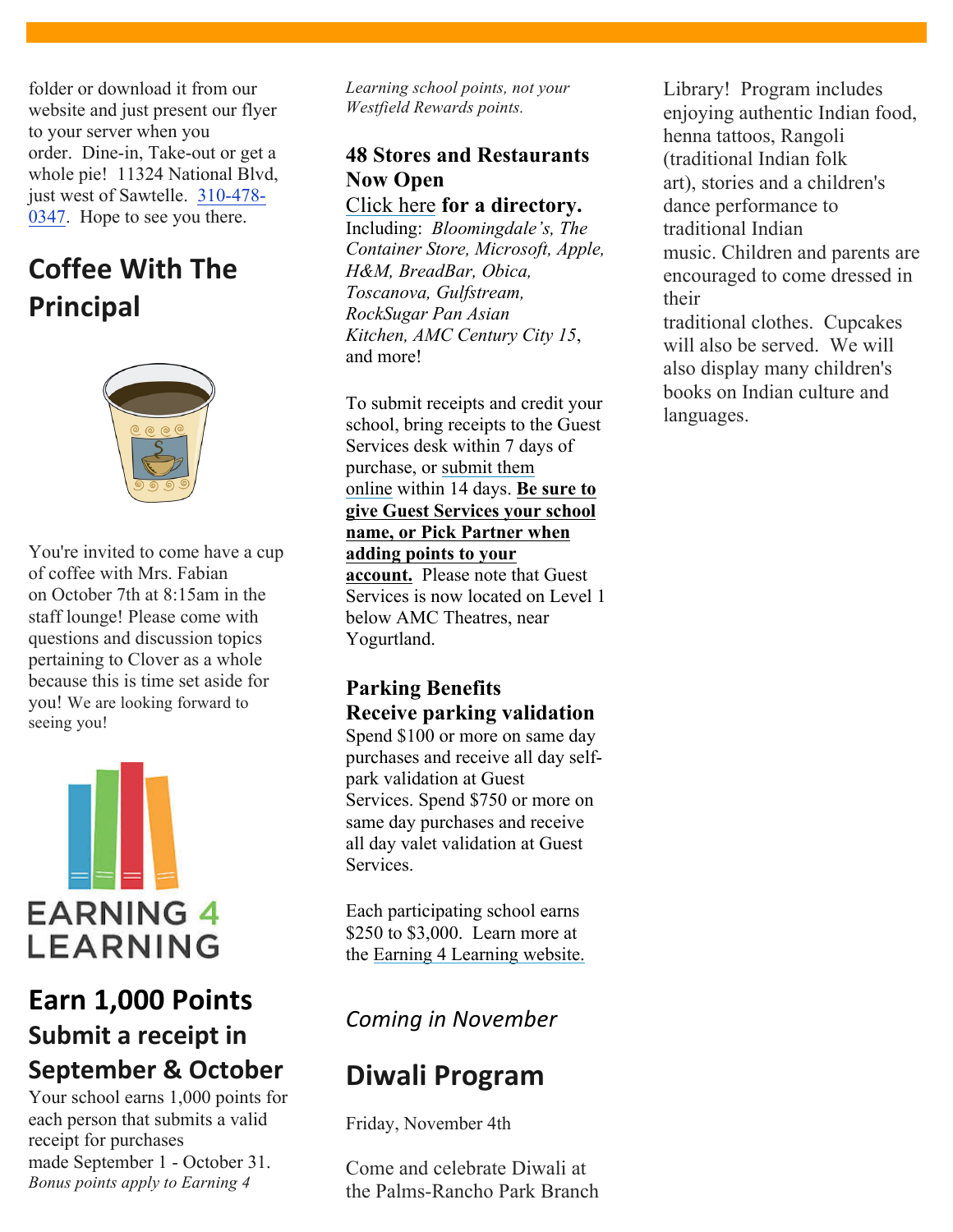folder or download it from our website and just present our flyer to your server when you order. Dine-in, Take-out or get a whole pie! 11324 National Blvd, just west of Sawtelle. 310-478-0347. Hope to see you there.

## Coffee With The Principal

You're invited to come have a cup of coffee with Mrs. Fabian on October 7th at 8:15am in the staff lounge! Please come with questions and discussion topics pertaining to Clover as a whole because this is time set aside for you! We are looking forward to seeing you!

EARNING 4 LEARNING

## Earn 1,000 Points

### Submit a receipt in September & October

Your school earns 1,000 points for each person that submits a valid receipt for purchases made September 1 - October 31. *Bonus points apply to Earning 4 Learning school points, not your Westfield Rewards points.*

**48 Stores and Restaurants Now Open**

Click here **for a directory.**

Including: *Bloomingdale's, The Container Store, Microsoft, Apple, H&M, BreadBar, Obica, Toscanova, Gulfstream, RockSugar Pan Asian Kitchen, AMC Century City 15*, and more!

To submit receipts and credit your school, bring receipts to the Guest Services desk within 7 days of purchase, or submit them online within 14 days. **Be sure to give Guest Services your school name, or Pick Partner when adding points to your account.** Please note that Guest Services is now located on Level 1 below AMC Theatres, near Yogurtland.

**Parking Benefits**

**Receive parking validation**

Spend $100 or more on same day purchases and receive all day self-park validation at Guest Services. Spend $750 or more on same day purchases and receive all day valet validation at Guest Services.

Each participating school earns $250 to $3,000. Learn more at the Earning 4 Learning website.

*Coming in November*

## Diwali Program

Friday, November 4th

Come and celebrate Diwali at the Palms-Rancho Park Branch Library! Program includes enjoying authentic Indian food, henna tattoos, Rangoli (traditional Indian folk art), stories and a children's dance performance to traditional Indian music. Children and parents are encouraged to come dressed in their traditional clothes. Cupcakes will also be served. We will also display many children's books on Indian culture and languages.